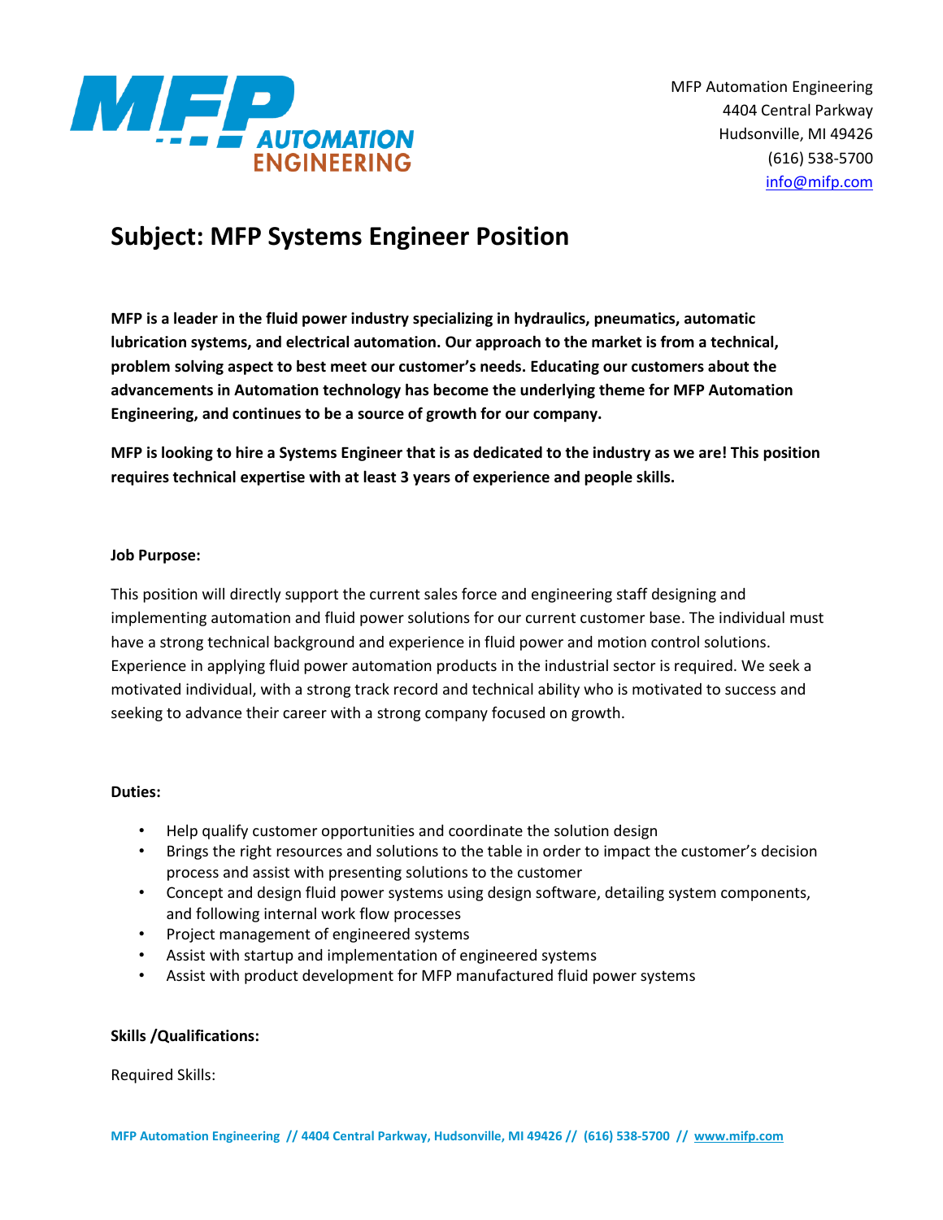MFP Automation Engineering
4404 Central Parkway
Hudsonville, MI 49426
(616) 538-5700
info@mifp.com

# Subject: MFP Systems Engineer Position

**MFP is a leader in the fluid power industry specializing in hydraulics, pneumatics, automatic lubrication systems, and electrical automation. Our approach to the market is from a technical, problem solving aspect to best meet our customer's needs. Educating our customers about the advancements in Automation technology has become the underlying theme for MFP Automation Engineering, and continues to be a source of growth for our company.**

**MFP is looking to hire a Systems Engineer that is as dedicated to the industry as we are! This position requires technical expertise with at least 3 years of experience and people skills.**

**Job Purpose:**

This position will directly support the current sales force and engineering staff designing and implementing automation and fluid power solutions for our current customer base. The individual must have a strong technical background and experience in fluid power and motion control solutions. Experience in applying fluid power automation products in the industrial sector is required. We seek a motivated individual, with a strong track record and technical ability who is motivated to success and seeking to advance their career with a strong company focused on growth.

**Duties:**

- Help qualify customer opportunities and coordinate the solution design
- Brings the right resources and solutions to the table in order to impact the customer's decision process and assist with presenting solutions to the customer
- Concept and design fluid power systems using design software, detailing system components, and following internal work flow processes
- Project management of engineered systems
- Assist with startup and implementation of engineered systems
- Assist with product development for MFP manufactured fluid power systems

**Skills /Qualifications:**

Required Skills: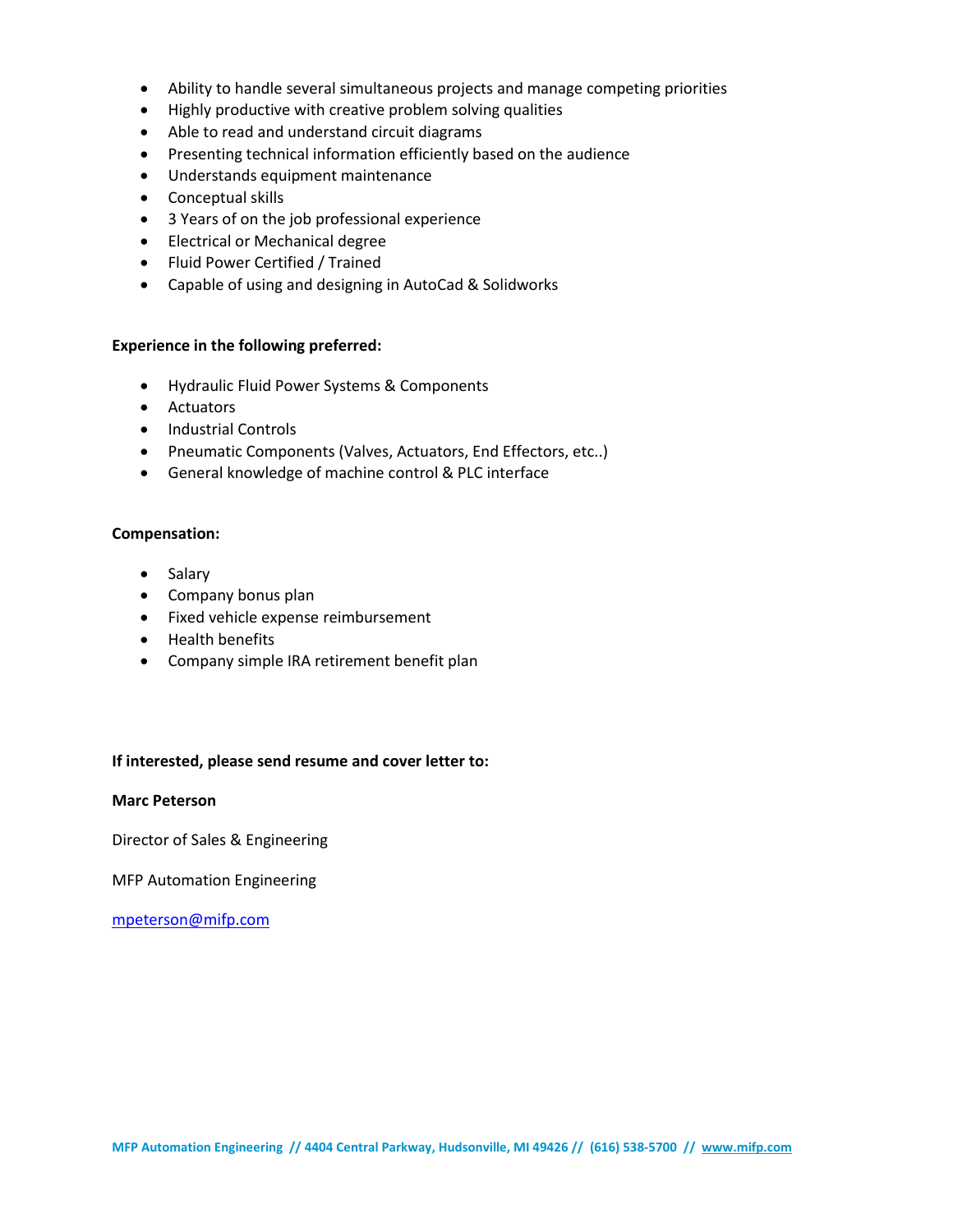- Ability to handle several simultaneous projects and manage competing priorities
- Highly productive with creative problem solving qualities
- Able to read and understand circuit diagrams
- Presenting technical information efficiently based on the audience
- Understands equipment maintenance
- Conceptual skills
- 3 Years of on the job professional experience
- Electrical or Mechanical degree
- Fluid Power Certified / Trained
- Capable of using and designing in AutoCad & Solidworks

**Experience in the following preferred:**

- Hydraulic Fluid Power Systems & Components
- Actuators
- Industrial Controls
- Pneumatic Components (Valves, Actuators, End Effectors, etc..)
- General knowledge of machine control & PLC interface

**Compensation:**

- Salary
- Company bonus plan
- Fixed vehicle expense reimbursement
- Health benefits
- Company simple IRA retirement benefit plan

**If interested, please send resume and cover letter to:**

**Marc Peterson**

Director of Sales & Engineering

MFP Automation Engineering

mpeterson@mifp.com

**MFP Automation Engineering // 4404 Central Parkway, Hudsonville, MI 49426 // (616) 538-5700 // www.mifp.com**